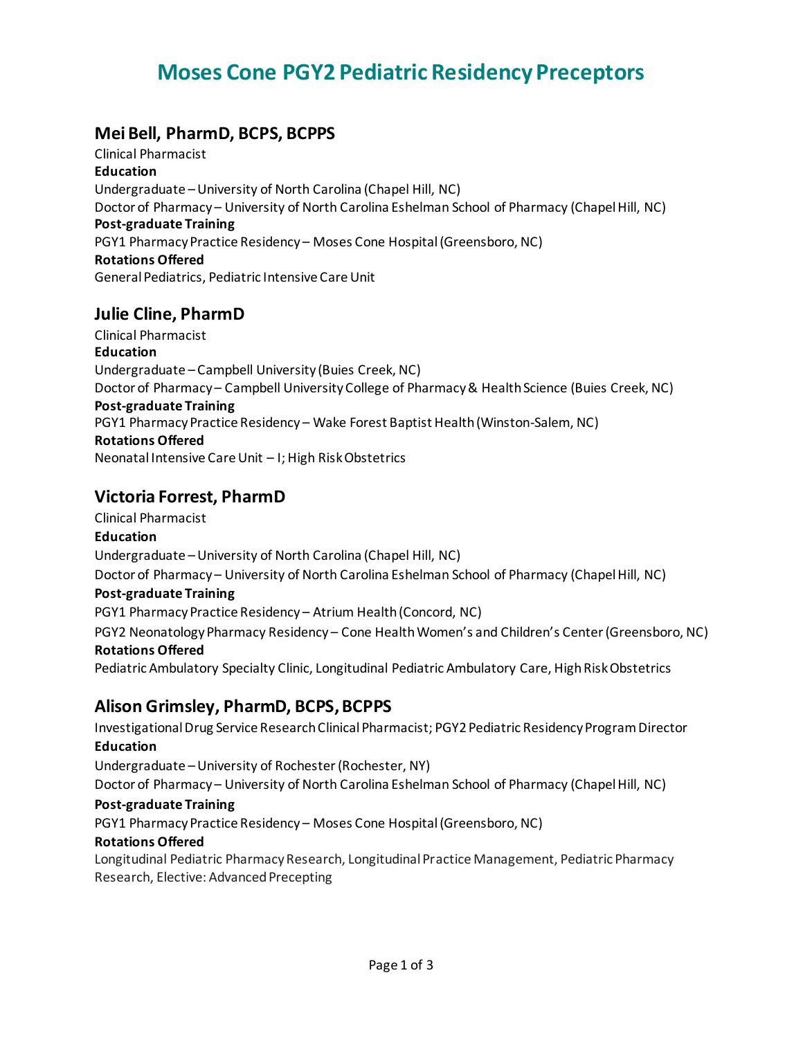# Moses Cone PGY2 Pediatric Residency Preceptors

## Mei Bell, PharmD, BCPS, BCPPS

Clinical Pharmacist

**Education**

Undergraduate – University of North Carolina (Chapel Hill, NC)

Doctor of Pharmacy – University of North Carolina Eshelman School of Pharmacy (Chapel Hill, NC)

**Post-graduate Training**

PGY1 Pharmacy Practice Residency – Moses Cone Hospital (Greensboro, NC)

**Rotations Offered**

General Pediatrics, Pediatric Intensive Care Unit

## Julie Cline, PharmD

Clinical Pharmacist

**Education**

Undergraduate – Campbell University (Buies Creek, NC)

Doctor of Pharmacy – Campbell University College of Pharmacy & Health Science (Buies Creek, NC)

**Post-graduate Training**

PGY1 Pharmacy Practice Residency – Wake Forest Baptist Health (Winston-Salem, NC)

**Rotations Offered**

Neonatal Intensive Care Unit – I; High Risk Obstetrics

## Victoria Forrest, PharmD

Clinical Pharmacist

**Education**

Undergraduate – University of North Carolina (Chapel Hill, NC)

Doctor of Pharmacy – University of North Carolina Eshelman School of Pharmacy (Chapel Hill, NC)

**Post-graduate Training**

PGY1 Pharmacy Practice Residency – Atrium Health (Concord, NC)

PGY2 Neonatology Pharmacy Residency – Cone Health Women's and Children's Center (Greensboro, NC)

**Rotations Offered**

Pediatric Ambulatory Specialty Clinic, Longitudinal Pediatric Ambulatory Care, High Risk Obstetrics

## Alison Grimsley, PharmD, BCPS, BCPPS

Investigational Drug Service Research Clinical Pharmacist; PGY2 Pediatric Residency Program Director

**Education**

Undergraduate – University of Rochester (Rochester, NY)

Doctor of Pharmacy – University of North Carolina Eshelman School of Pharmacy (Chapel Hill, NC)

**Post-graduate Training**

PGY1 Pharmacy Practice Residency – Moses Cone Hospital (Greensboro, NC)

**Rotations Offered**

Longitudinal Pediatric Pharmacy Research, Longitudinal Practice Management, Pediatric Pharmacy Research, Elective: Advanced Precepting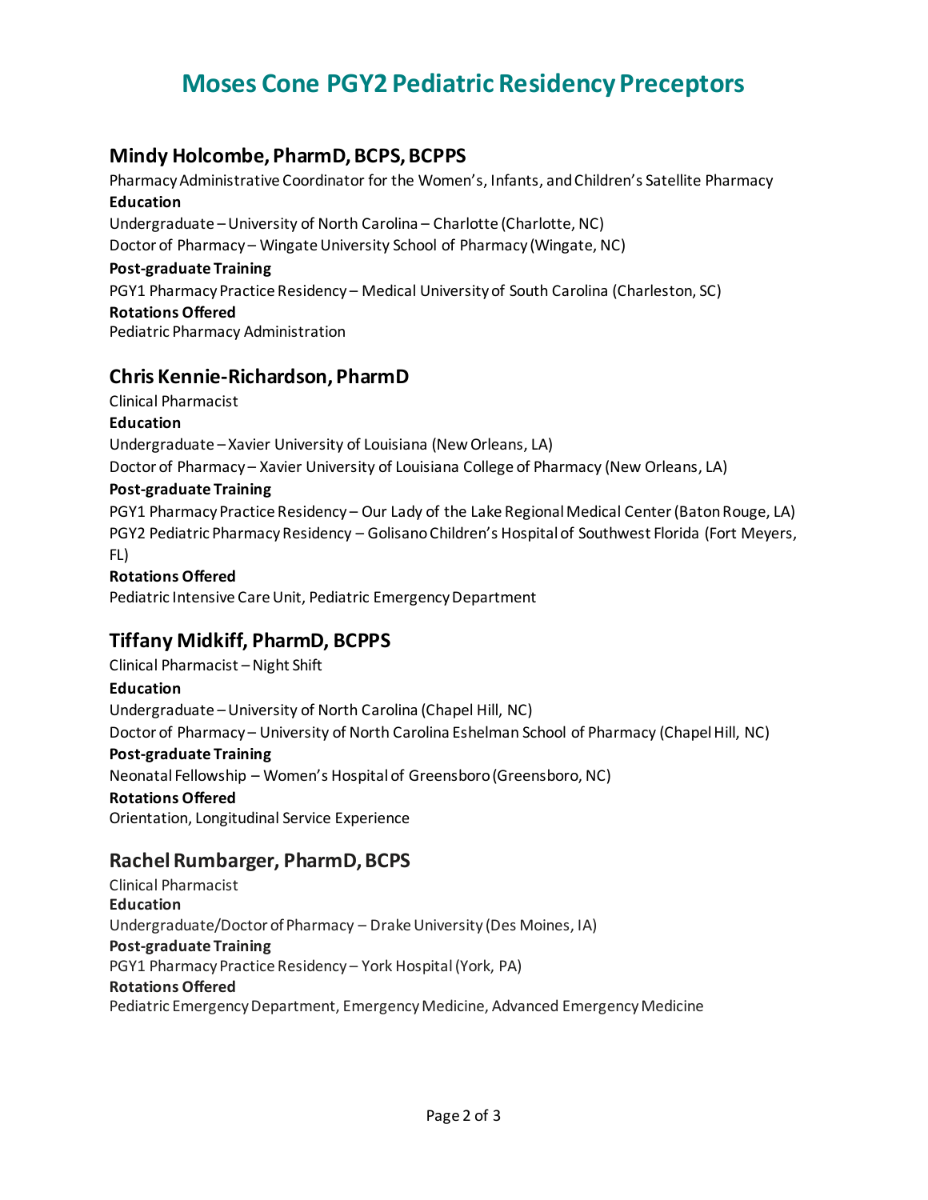# Moses Cone PGY2 Pediatric Residency Preceptors

## Mindy Holcombe, PharmD, BCPS, BCPPS

Pharmacy Administrative Coordinator for the Women's, Infants, and Children's Satellite Pharmacy

**Education**

Undergraduate – University of North Carolina – Charlotte (Charlotte, NC)

Doctor of Pharmacy – Wingate University School of Pharmacy (Wingate, NC)

**Post-graduate Training**

PGY1 Pharmacy Practice Residency – Medical University of South Carolina (Charleston, SC)

**Rotations Offered**

Pediatric Pharmacy Administration

## Chris Kennie-Richardson, PharmD

Clinical Pharmacist

**Education**

Undergraduate – Xavier University of Louisiana (New Orleans, LA)

Doctor of Pharmacy – Xavier University of Louisiana College of Pharmacy (New Orleans, LA)

**Post-graduate Training**

PGY1 Pharmacy Practice Residency – Our Lady of the Lake Regional Medical Center (Baton Rouge, LA)

PGY2 Pediatric Pharmacy Residency – Golisano Children's Hospital of Southwest Florida (Fort Meyers, FL)

**Rotations Offered**

Pediatric Intensive Care Unit, Pediatric Emergency Department

## Tiffany Midkiff, PharmD, BCPPS

Clinical Pharmacist – Night Shift

**Education**

Undergraduate – University of North Carolina (Chapel Hill, NC)

Doctor of Pharmacy – University of North Carolina Eshelman School of Pharmacy (Chapel Hill, NC)

**Post-graduate Training**

Neonatal Fellowship – Women's Hospital of Greensboro (Greensboro, NC)

**Rotations Offered**

Orientation, Longitudinal Service Experience

## Rachel Rumbarger, PharmD, BCPS

Clinical Pharmacist

**Education**

Undergraduate/Doctor of Pharmacy – Drake University (Des Moines, IA)

**Post-graduate Training**

PGY1 Pharmacy Practice Residency – York Hospital (York, PA)

**Rotations Offered**

Pediatric Emergency Department, Emergency Medicine, Advanced Emergency Medicine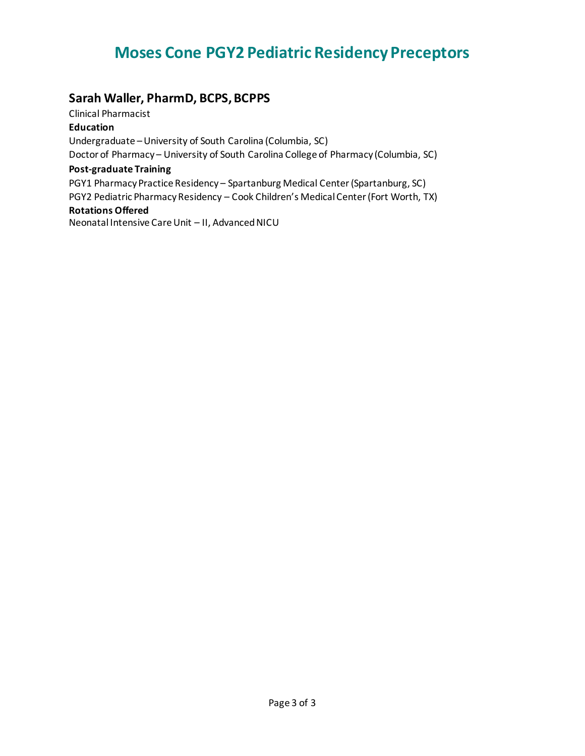# Moses Cone PGY2 Pediatric Residency Preceptors

## Sarah Waller, PharmD, BCPS, BCPPS

Clinical Pharmacist

**Education**

Undergraduate – University of South Carolina (Columbia, SC)
Doctor of Pharmacy – University of South Carolina College of Pharmacy (Columbia, SC)

**Post-graduate Training**

PGY1 Pharmacy Practice Residency – Spartanburg Medical Center (Spartanburg, SC)
PGY2 Pediatric Pharmacy Residency – Cook Children's Medical Center (Fort Worth, TX)

**Rotations Offered**

Neonatal Intensive Care Unit – II, Advanced NICU